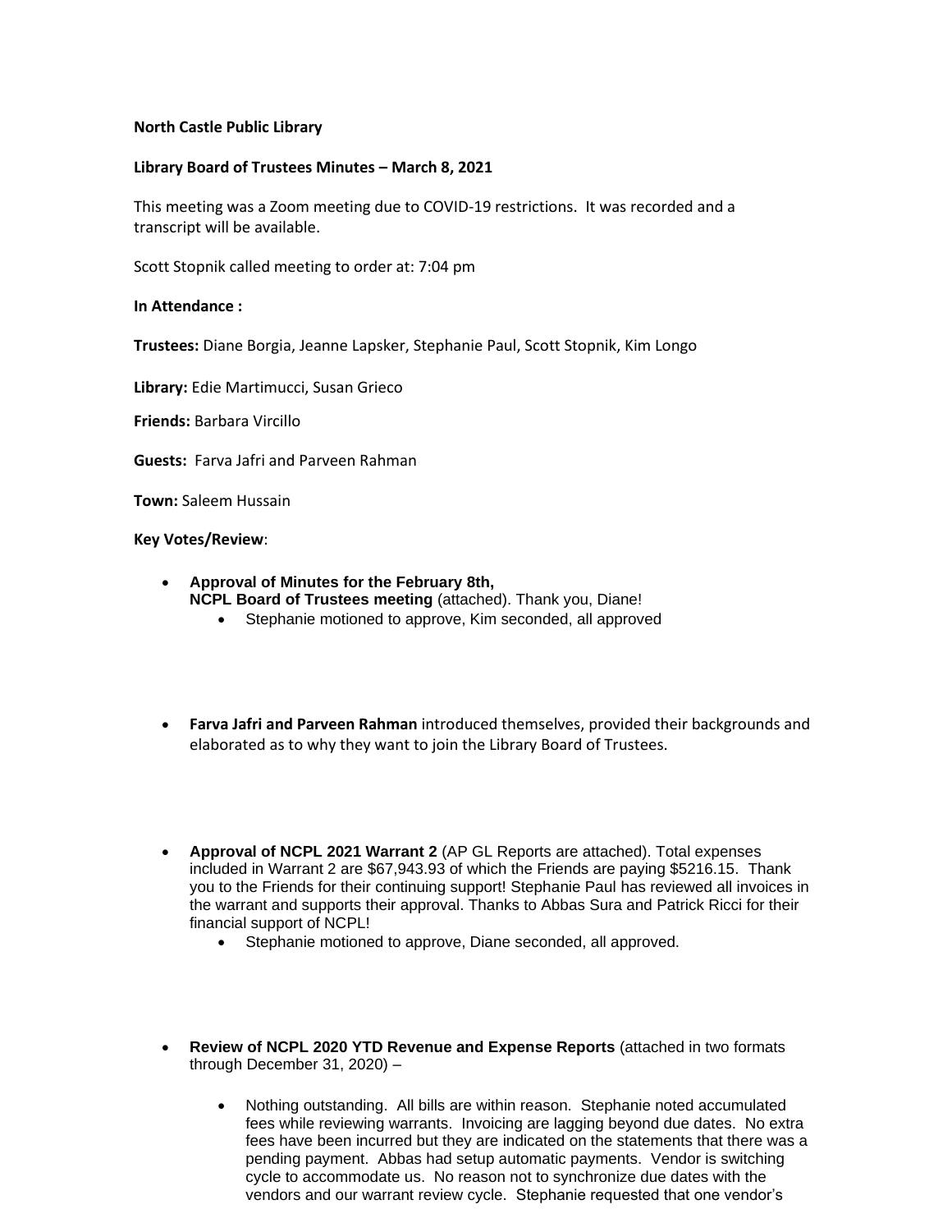**North Castle Public Library**

**Library Board of Trustees Minutes – March 8, 2021**

This meeting was a Zoom meeting due to COVID-19 restrictions. It was recorded and a transcript will be available.

Scott Stopnik called meeting to order at: 7:04 pm

**In Attendance :**

**Trustees:** Diane Borgia, Jeanne Lapsker, Stephanie Paul, Scott Stopnik, Kim Longo

**Library:** Edie Martimucci, Susan Grieco

**Friends:** Barbara Vircillo

**Guests:** Farva Jafri and Parveen Rahman

**Town:** Saleem Hussain

**Key Votes/Review**:

- **Approval of Minutes for the February 8th, NCPL Board of Trustees meeting** (attached). Thank you, Diane!
  - Stephanie motioned to approve, Kim seconded, all approved

- **Farva Jafri and Parveen Rahman** introduced themselves, provided their backgrounds and elaborated as to why they want to join the Library Board of Trustees.

- **Approval of NCPL 2021 Warrant 2** (AP GL Reports are attached). Total expenses included in Warrant 2 are $67,943.93 of which the Friends are paying $5216.15. Thank you to the Friends for their continuing support! Stephanie Paul has reviewed all invoices in the warrant and supports their approval. Thanks to Abbas Sura and Patrick Ricci for their financial support of NCPL!
  - Stephanie motioned to approve, Diane seconded, all approved.

- **Review of NCPL 2020 YTD Revenue and Expense Reports** (attached in two formats through December 31, 2020) –
  - Nothing outstanding. All bills are within reason. Stephanie noted accumulated fees while reviewing warrants. Invoicing are lagging beyond due dates. No extra fees have been incurred but they are indicated on the statements that there was a pending payment. Abbas had setup automatic payments. Vendor is switching cycle to accommodate us. No reason not to synchronize due dates with the vendors and our warrant review cycle. Stephanie requested that one vendor's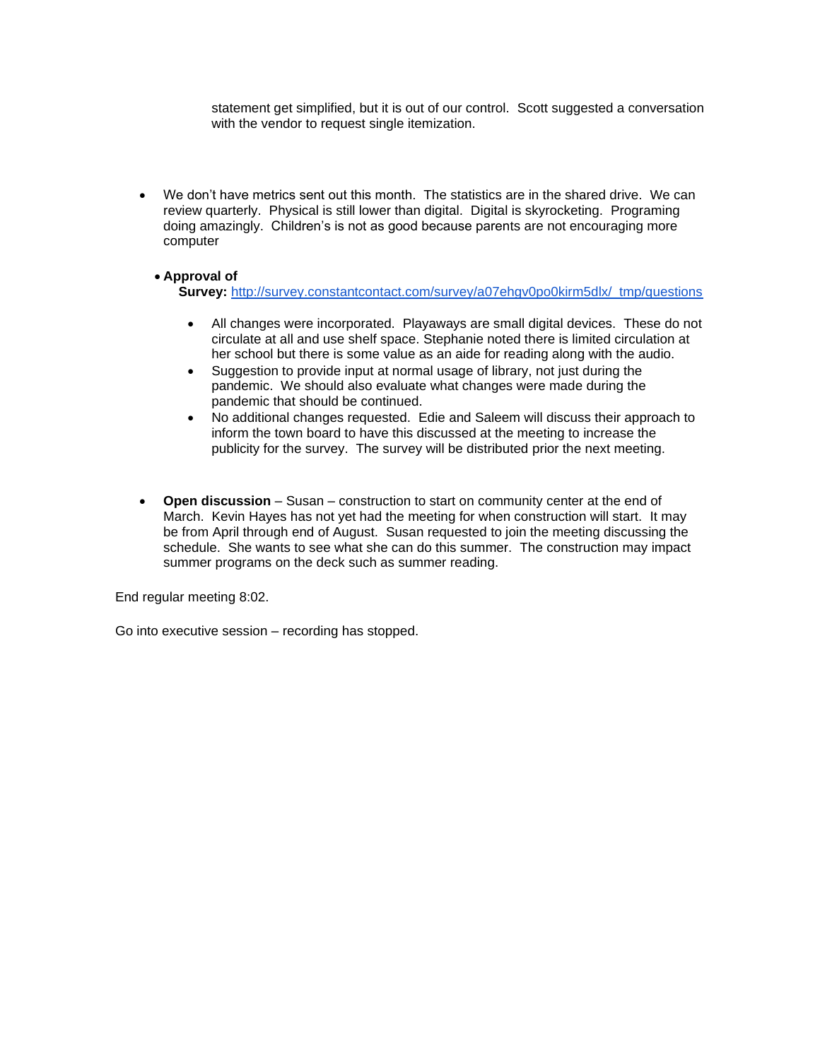statement get simplified, but it is out of our control.  Scott suggested a conversation with the vendor to request single itemization.

- We don't have metrics sent out this month.  The statistics are in the shared drive.  We can review quarterly.  Physical is still lower than digital.  Digital is skyrocketing.  Programing doing amazingly.  Children's is not as good because parents are not encouraging more computer

  - **Approval of Survey:** http://survey.constantcontact.com/survey/a07ehgv0po0kirm5dlx/_tmp/questions

    - All changes were incorporated.  Playaways are small digital devices.  These do not circulate at all and use shelf space. Stephanie noted there is limited circulation at her school but there is some value as an aide for reading along with the audio.
    - Suggestion to provide input at normal usage of library, not just during the pandemic.  We should also evaluate what changes were made during the pandemic that should be continued.
    - No additional changes requested.  Edie and Saleem will discuss their approach to inform the town board to have this discussed at the meeting to increase the publicity for the survey.  The survey will be distributed prior the next meeting.

- **Open discussion** – Susan – construction to start on community center at the end of March.  Kevin Hayes has not yet had the meeting for when construction will start.  It may be from April through end of August.  Susan requested to join the meeting discussing the schedule.  She wants to see what she can do this summer.  The construction may impact summer programs on the deck such as summer reading.

End regular meeting 8:02.

Go into executive session – recording has stopped.